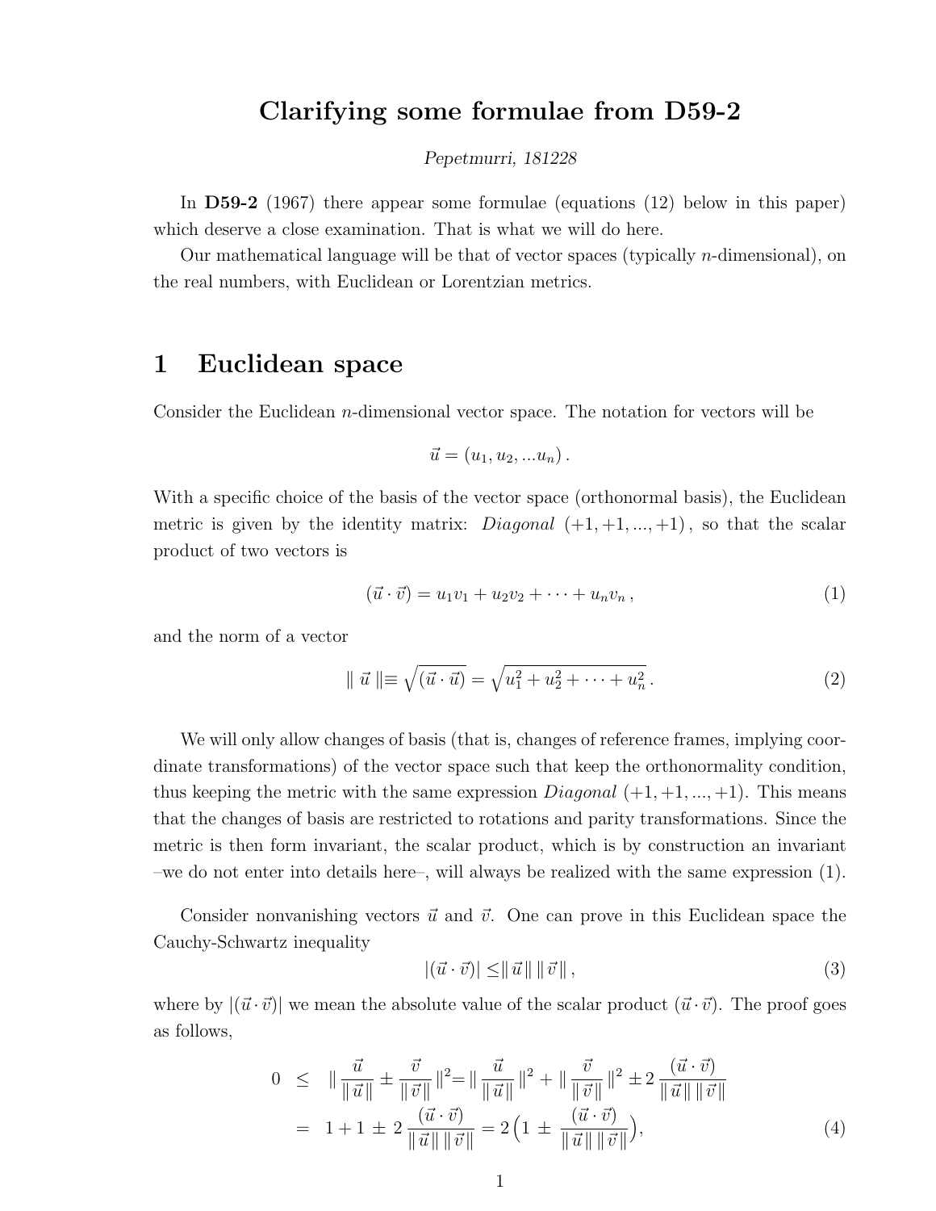# Clarifying some formulae from D59-2

*Pepetmurri, 181228*

In **D59-2** (1967) there appear some formulae (equations (12) below in this paper) which deserve a close examination. That is what we will do here.

Our mathematical language will be that of vector spaces (typically $n$-dimensional), on the real numbers, with Euclidean or Lorentzian metrics.

## 1 Euclidean space

Consider the Euclidean $n$-dimensional vector space. The notation for vectors will be

$$\vec{u} = (u_1, u_2, ...u_n)\,.$$

With a specific choice of the basis of the vector space (orthonormal basis), the Euclidean metric is given by the identity matrix: *Diagonal* $(+1, +1, ..., +1)$, so that the scalar product of two vectors is

$$(\vec{u} \cdot \vec{v}) = u_1 v_1 + u_2 v_2 + \cdots + u_n v_n\,, \tag{1}$$

and the norm of a vector

$$\parallel \vec{u} \parallel \equiv \sqrt{(\vec{u} \cdot \vec{u})} = \sqrt{u_1^2 + u_2^2 + \cdots + u_n^2}\,. \tag{2}$$

We will only allow changes of basis (that is, changes of reference frames, implying coordinate transformations) of the vector space such that keep the orthonormality condition, thus keeping the metric with the same expression *Diagonal* $(+1, +1, ..., +1)$. This means that the changes of basis are restricted to rotations and parity transformations. Since the metric is then form invariant, the scalar product, which is by construction an invariant –we do not enter into details here–, will always be realized with the same expression (1).

Consider nonvanishing vectors $\vec{u}$ and $\vec{v}$. One can prove in this Euclidean space the Cauchy-Schwartz inequality

$$|(\vec{u} \cdot \vec{v})| \leq \parallel \vec{u} \parallel \parallel \vec{v} \parallel\,, \tag{3}$$

where by $|(\vec{u} \cdot \vec{v})|$ we mean the absolute value of the scalar product $(\vec{u} \cdot \vec{v})$. The proof goes as follows,

$$\begin{aligned} 0 \;\leq\; & \parallel \frac{\vec{u}}{\parallel \vec{u} \parallel} \pm \frac{\vec{v}}{\parallel \vec{v} \parallel} \parallel^2 = \parallel \frac{\vec{u}}{\parallel \vec{u} \parallel} \parallel^2 + \parallel \frac{\vec{v}}{\parallel \vec{v} \parallel} \parallel^2 \pm 2\,\frac{(\vec{u} \cdot \vec{v})}{\parallel \vec{u} \parallel \parallel \vec{v} \parallel} \\ = \;& 1 + 1 \pm 2\,\frac{(\vec{u} \cdot \vec{v})}{\parallel \vec{u} \parallel \parallel \vec{v} \parallel} = 2\Big(1 \pm \frac{(\vec{u} \cdot \vec{v})}{\parallel \vec{u} \parallel \parallel \vec{v} \parallel}\Big), \end{aligned} \tag{4}$$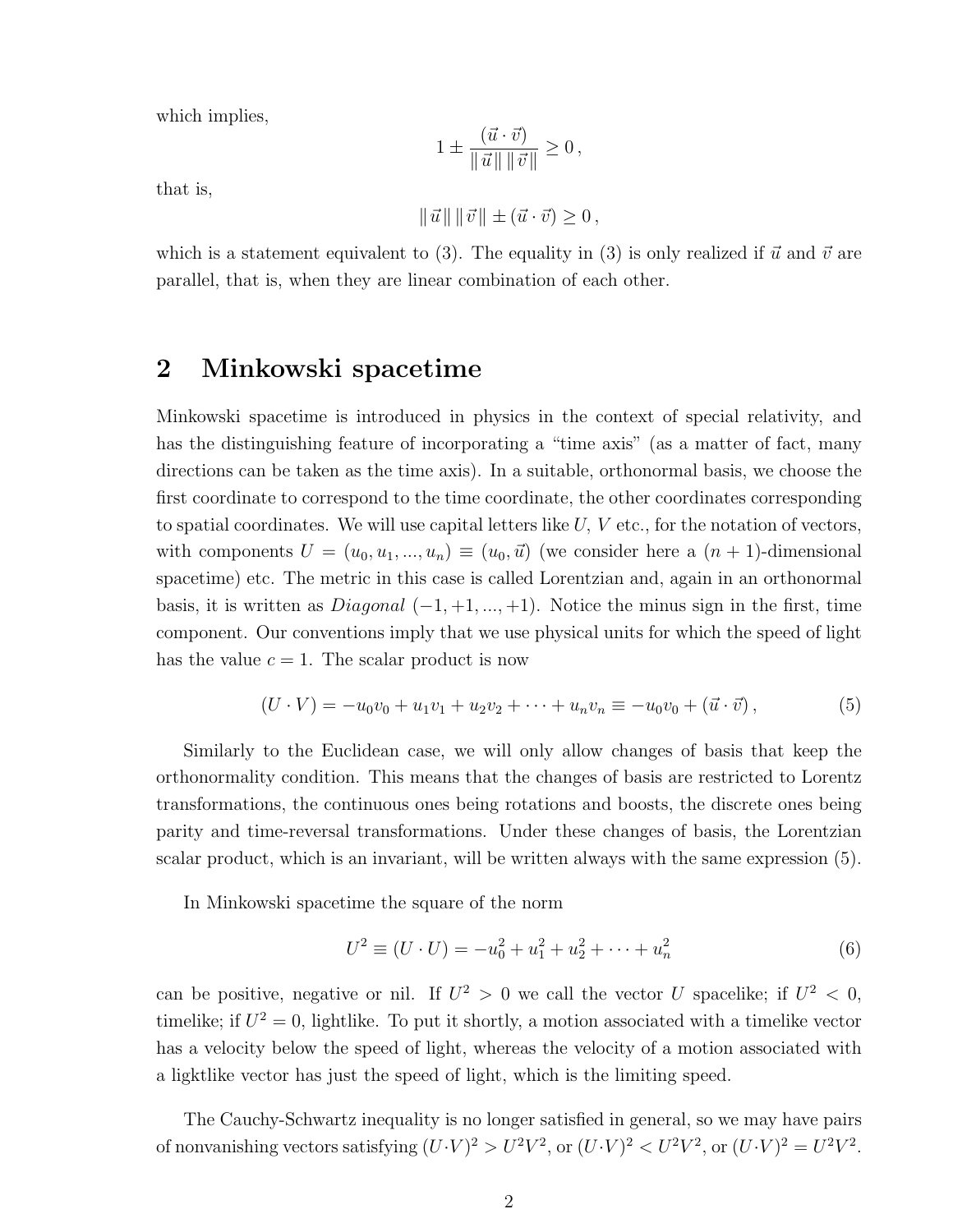which implies,

$$1 \pm \frac{(\vec{u} \cdot \vec{v})}{\| \vec{u} \| \| \vec{v} \|} \geq 0 \,,$$

that is,

$$\| \vec{u} \| \| \vec{v} \| \pm (\vec{u} \cdot \vec{v}) \geq 0 \,,$$

which is a statement equivalent to (3). The equality in (3) is only realized if $\vec{u}$ and $\vec{v}$ are parallel, that is, when they are linear combination of each other.

## 2 Minkowski spacetime

Minkowski spacetime is introduced in physics in the context of special relativity, and has the distinguishing feature of incorporating a "time axis" (as a matter of fact, many directions can be taken as the time axis). In a suitable, orthonormal basis, we choose the first coordinate to correspond to the time coordinate, the other coordinates corresponding to spatial coordinates. We will use capital letters like $U$, $V$ etc., for the notation of vectors, with components $U = (u_0, u_1, ..., u_n) \equiv (u_0, \vec{u})$ (we consider here a $(n+1)$-dimensional spacetime) etc. The metric in this case is called Lorentzian and, again in an orthonormal basis, it is written as *Diagonal* $(-1, +1, ..., +1)$. Notice the minus sign in the first, time component. Our conventions imply that we use physical units for which the speed of light has the value $c = 1$. The scalar product is now

$$(U \cdot V) = -u_0 v_0 + u_1 v_1 + u_2 v_2 + \cdots + u_n v_n \equiv -u_0 v_0 + (\vec{u} \cdot \vec{v}) \,, \tag{5}$$

Similarly to the Euclidean case, we will only allow changes of basis that keep the orthonormality condition. This means that the changes of basis are restricted to Lorentz transformations, the continuous ones being rotations and boosts, the discrete ones being parity and time-reversal transformations. Under these changes of basis, the Lorentzian scalar product, which is an invariant, will be written always with the same expression (5).

In Minkowski spacetime the square of the norm

$$U^2 \equiv (U \cdot U) = -u_0^2 + u_1^2 + u_2^2 + \cdots + u_n^2 \tag{6}$$

can be positive, negative or nil. If $U^2 > 0$ we call the vector $U$ spacelike; if $U^2 < 0$, timelike; if $U^2 = 0$, lightlike. To put it shortly, a motion associated with a timelike vector has a velocity below the speed of light, whereas the velocity of a motion associated with a ligktlike vector has just the speed of light, which is the limiting speed.

The Cauchy-Schwartz inequality is no longer satisfied in general, so we may have pairs of nonvanishing vectors satisfying $(U \cdot V)^2 > U^2 V^2$, or $(U \cdot V)^2 < U^2 V^2$, or $(U \cdot V)^2 = U^2 V^2$.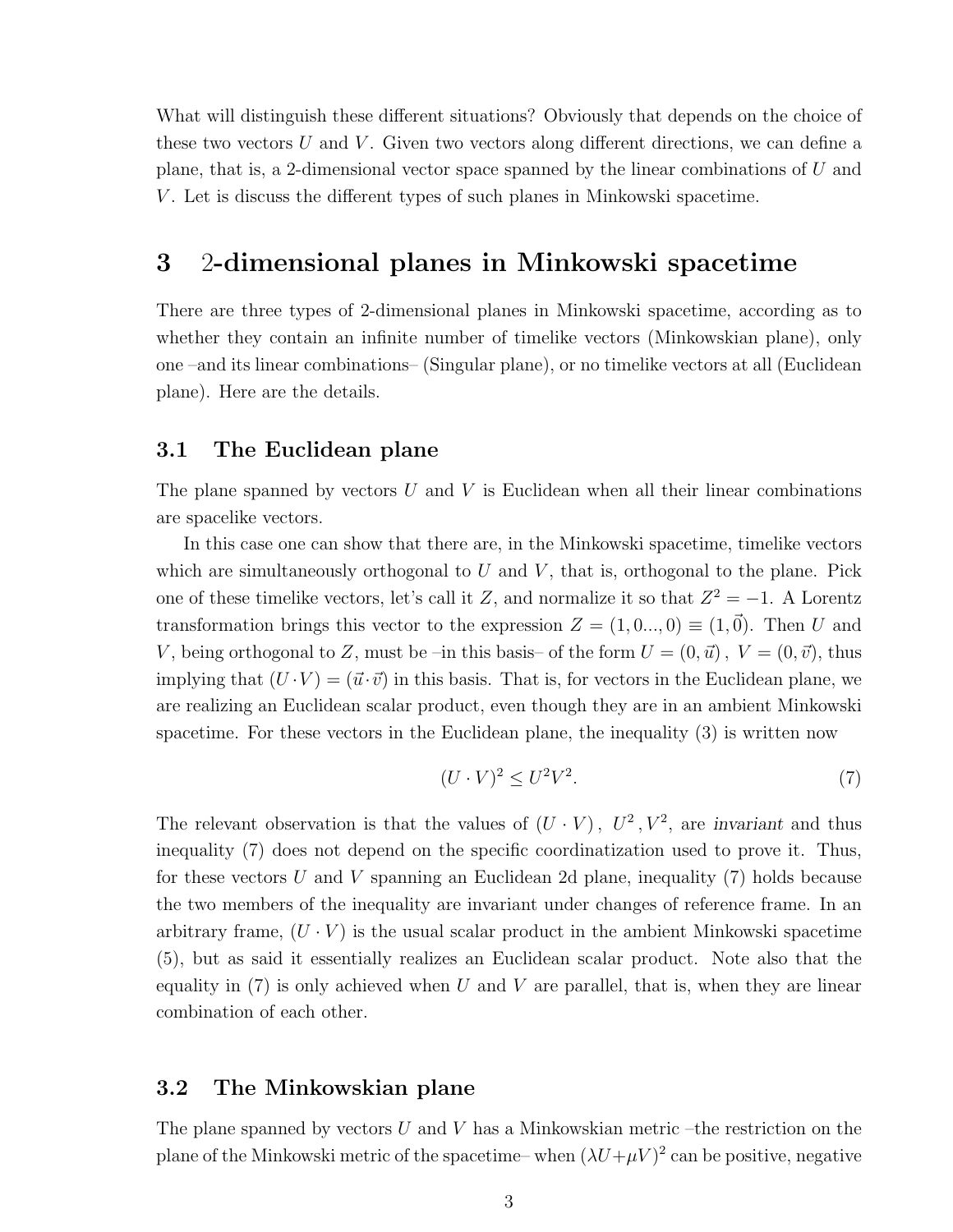What will distinguish these different situations? Obviously that depends on the choice of these two vectors $U$ and $V$. Given two vectors along different directions, we can define a plane, that is, a 2-dimensional vector space spanned by the linear combinations of $U$ and $V$. Let is discuss the different types of such planes in Minkowski spacetime.

# 3 2-dimensional planes in Minkowski spacetime

There are three types of 2-dimensional planes in Minkowski spacetime, according as to whether they contain an infinite number of timelike vectors (Minkowskian plane), only one –and its linear combinations– (Singular plane), or no timelike vectors at all (Euclidean plane). Here are the details.

## 3.1 The Euclidean plane

The plane spanned by vectors $U$ and $V$ is Euclidean when all their linear combinations are spacelike vectors.

In this case one can show that there are, in the Minkowski spacetime, timelike vectors which are simultaneously orthogonal to $U$ and $V$, that is, orthogonal to the plane. Pick one of these timelike vectors, let's call it $Z$, and normalize it so that $Z^2 = -1$. A Lorentz transformation brings this vector to the expression $Z = (1, 0..., 0) \equiv (1, \vec{0})$. Then $U$ and $V$, being orthogonal to $Z$, must be –in this basis– of the form $U = (0, \vec{u})$ , $V = (0, \vec{v})$, thus implying that $(U \cdot V) = (\vec{u} \cdot \vec{v})$ in this basis. That is, for vectors in the Euclidean plane, we are realizing an Euclidean scalar product, even though they are in an ambient Minkowski spacetime. For these vectors in the Euclidean plane, the inequality (3) is written now

$$(U \cdot V)^2 \leq U^2 V^2. \tag{7}$$

The relevant observation is that the values of $(U \cdot V)$ , $U^2$ , $V^2$, are *invariant* and thus inequality (7) does not depend on the specific coordinatization used to prove it. Thus, for these vectors $U$ and $V$ spanning an Euclidean 2d plane, inequality (7) holds because the two members of the inequality are invariant under changes of reference frame. In an arbitrary frame, $(U \cdot V)$ is the usual scalar product in the ambient Minkowski spacetime (5), but as said it essentially realizes an Euclidean scalar product. Note also that the equality in (7) is only achieved when $U$ and $V$ are parallel, that is, when they are linear combination of each other.

## 3.2 The Minkowskian plane

The plane spanned by vectors $U$ and $V$ has a Minkowskian metric –the restriction on the plane of the Minkowski metric of the spacetime– when $(\lambda U + \mu V)^2$ can be positive, negative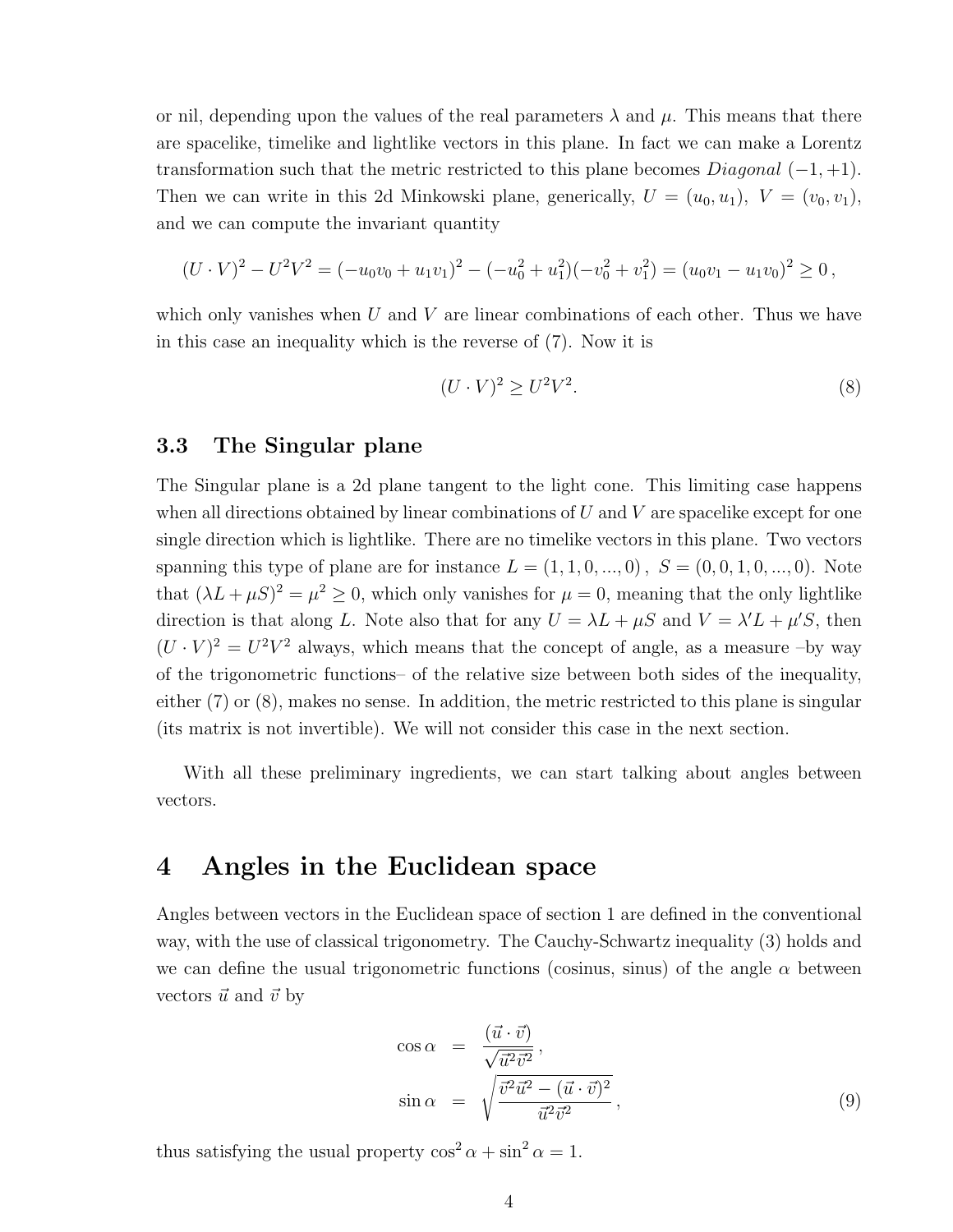or nil, depending upon the values of the real parameters $\lambda$ and $\mu$. This means that there are spacelike, timelike and lightlike vectors in this plane. In fact we can make a Lorentz transformation such that the metric restricted to this plane becomes *Diagonal* $(-1, +1)$. Then we can write in this 2d Minkowski plane, generically, $U = (u_0, u_1)$, $V = (v_0, v_1)$, and we can compute the invariant quantity

$$(U \cdot V)^2 - U^2 V^2 = (-u_0 v_0 + u_1 v_1)^2 - (-u_0^2 + u_1^2)(-v_0^2 + v_1^2) = (u_0 v_1 - u_1 v_0)^2 \geq 0\,,$$

which only vanishes when $U$ and $V$ are linear combinations of each other. Thus we have in this case an inequality which is the reverse of (7). Now it is

$$(U \cdot V)^2 \geq U^2 V^2. \tag{8}$$

### 3.3 The Singular plane

The Singular plane is a 2d plane tangent to the light cone. This limiting case happens when all directions obtained by linear combinations of $U$ and $V$ are spacelike except for one single direction which is lightlike. There are no timelike vectors in this plane. Two vectors spanning this type of plane are for instance $L = (1, 1, 0, ..., 0)\,,\; S = (0, 0, 1, 0, ..., 0)$. Note that $(\lambda L + \mu S)^2 = \mu^2 \geq 0$, which only vanishes for $\mu = 0$, meaning that the only lightlike direction is that along $L$. Note also that for any $U = \lambda L + \mu S$ and $V = \lambda' L + \mu' S$, then $(U \cdot V)^2 = U^2 V^2$ always, which means that the concept of angle, as a measure –by way of the trigonometric functions– of the relative size between both sides of the inequality, either (7) or (8), makes no sense. In addition, the metric restricted to this plane is singular (its matrix is not invertible). We will not consider this case in the next section.

With all these preliminary ingredients, we can start talking about angles between vectors.

## 4 Angles in the Euclidean space

Angles between vectors in the Euclidean space of section 1 are defined in the conventional way, with the use of classical trigonometry. The Cauchy-Schwartz inequality (3) holds and we can define the usual trigonometric functions (cosinus, sinus) of the angle $\alpha$ between vectors $\vec{u}$ and $\vec{v}$ by

$$\begin{aligned}
\cos\alpha &= \frac{(\vec{u} \cdot \vec{v})}{\sqrt{\vec{u}^2 \vec{v}^2}}\,, \\
\sin\alpha &= \sqrt{\frac{\vec{v}^2 \vec{u}^2 - (\vec{u} \cdot \vec{v})^2}{\vec{u}^2 \vec{v}^2}}\,,
\end{aligned} \tag{9}$$

thus satisfying the usual property $\cos^2\alpha + \sin^2\alpha = 1$.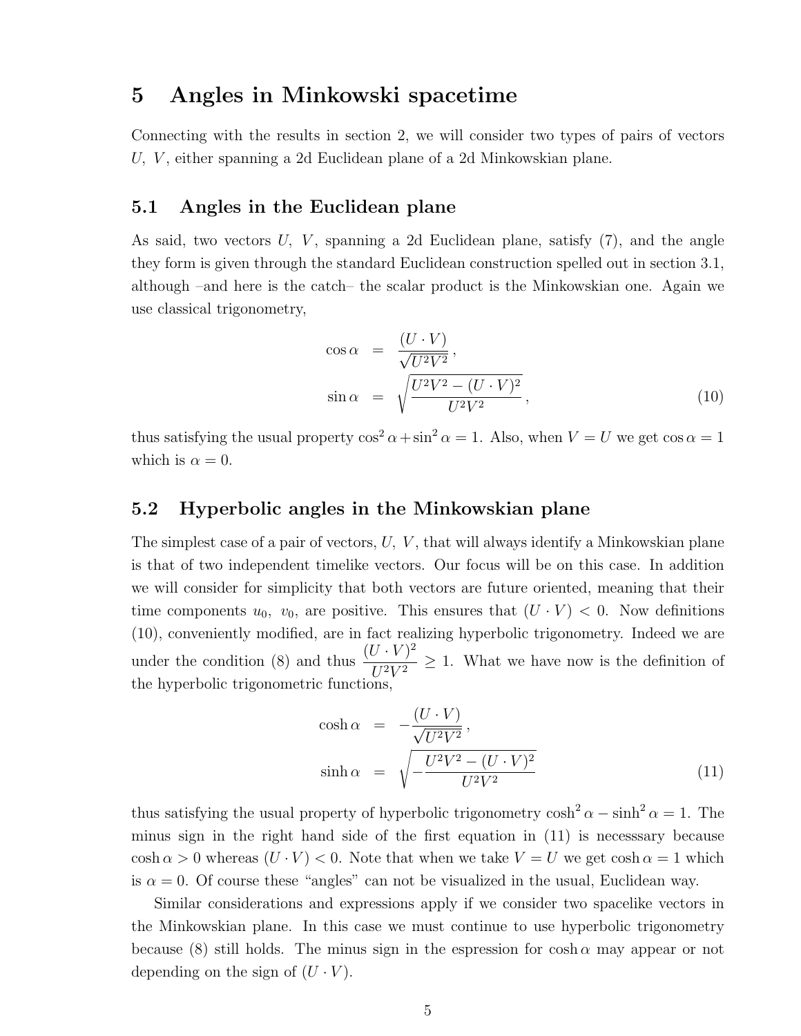# 5 Angles in Minkowski spacetime

Connecting with the results in section 2, we will consider two types of pairs of vectors $U,\ V$, either spanning a 2d Euclidean plane of a 2d Minkowskian plane.

## 5.1 Angles in the Euclidean plane

As said, two vectors $U,\ V$, spanning a 2d Euclidean plane, satisfy (7), and the angle they form is given through the standard Euclidean construction spelled out in section 3.1, although –and here is the catch– the scalar product is the Minkowskian one. Again we use classical trigonometry,

$$
\begin{aligned}
\cos\alpha &= \frac{(U\cdot V)}{\sqrt{U^2V^2}}\,,\\
\sin\alpha &= \sqrt{\frac{U^2V^2-(U\cdot V)^2}{U^2V^2}}\,,
\end{aligned}
\tag{10}
$$

thus satisfying the usual property $\cos^2\alpha+\sin^2\alpha=1$. Also, when $V=U$ we get $\cos\alpha=1$ which is $\alpha=0$.

## 5.2 Hyperbolic angles in the Minkowskian plane

The simplest case of a pair of vectors, $U,\ V$, that will always identify a Minkowskian plane is that of two independent timelike vectors. Our focus will be on this case. In addition we will consider for simplicity that both vectors are future oriented, meaning that their time components $u_0,\ v_0$, are positive. This ensures that $(U\cdot V)<0$. Now definitions (10), conveniently modified, are in fact realizing hyperbolic trigonometry. Indeed we are under the condition (8) and thus $\dfrac{(U\cdot V)^2}{U^2V^2}\geq 1$. What we have now is the definition of the hyperbolic trigonometric functions,

$$
\begin{aligned}
\cosh\alpha &= -\frac{(U\cdot V)}{\sqrt{U^2V^2}}\,,\\
\sinh\alpha &= \sqrt{-\frac{U^2V^2-(U\cdot V)^2}{U^2V^2}}
\end{aligned}
\tag{11}
$$

thus satisfying the usual property of hyperbolic trigonometry $\cosh^2\alpha-\sinh^2\alpha=1$. The minus sign in the right hand side of the first equation in (11) is necesssary because $\cosh\alpha>0$ whereas $(U\cdot V)<0$. Note that when we take $V=U$ we get $\cosh\alpha=1$ which is $\alpha=0$. Of course these "angles" can not be visualized in the usual, Euclidean way.

Similar considerations and expressions apply if we consider two spacelike vectors in the Minkowskian plane. In this case we must continue to use hyperbolic trigonometry because (8) still holds. The minus sign in the espression for $\cosh\alpha$ may appear or not depending on the sign of $(U\cdot V)$.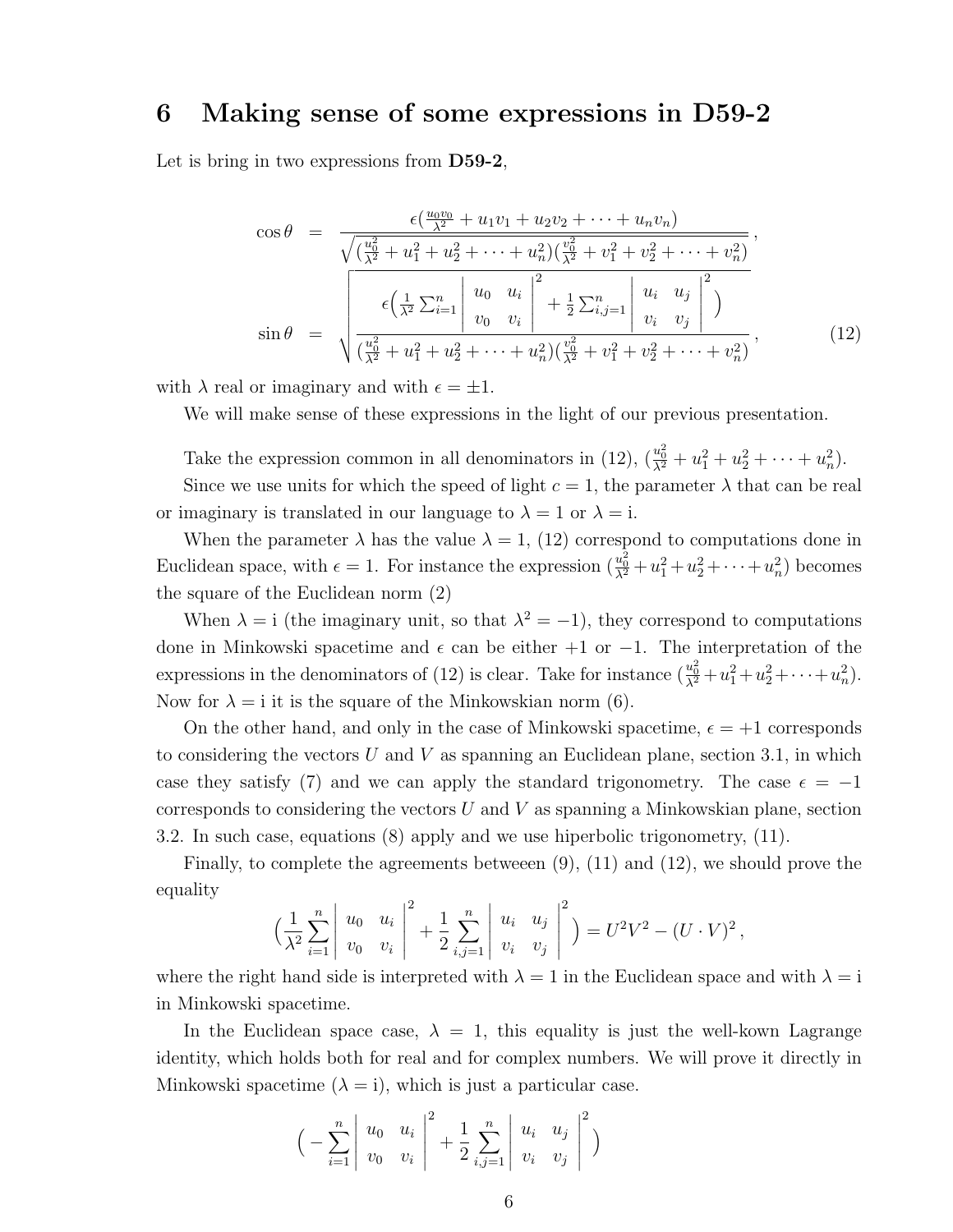## 6 Making sense of some expressions in D59-2

Let is bring in two expressions from **D59-2**,

$$
\begin{aligned}
\cos\theta &= \frac{\epsilon(\frac{u_0 v_0}{\lambda^2} + u_1 v_1 + u_2 v_2 + \cdots + u_n v_n)}{\sqrt{(\frac{u_0^2}{\lambda^2} + u_1^2 + u_2^2 + \cdots + u_n^2)(\frac{v_0^2}{\lambda^2} + v_1^2 + v_2^2 + \cdots + v_n^2)}}\,, \\
\sin\theta &= \sqrt{\frac{\epsilon\Big(\frac{1}{\lambda^2}\sum_{i=1}^n \begin{vmatrix} u_0 & u_i \\ v_0 & v_i \end{vmatrix}^2 + \frac{1}{2}\sum_{i,j=1}^n \begin{vmatrix} u_i & u_j \\ v_i & v_j \end{vmatrix}^2\Big)}{(\frac{u_0^2}{\lambda^2} + u_1^2 + u_2^2 + \cdots + u_n^2)(\frac{v_0^2}{\lambda^2} + v_1^2 + v_2^2 + \cdots + v_n^2)}}\,,
\end{aligned}
\tag{12}
$$

with $\lambda$ real or imaginary and with $\epsilon = \pm 1$.

We will make sense of these expressions in the light of our previous presentation.

Take the expression common in all denominators in (12), $(\frac{u_0^2}{\lambda^2} + u_1^2 + u_2^2 + \cdots + u_n^2)$.

Since we use units for which the speed of light $c = 1$, the parameter $\lambda$ that can be real or imaginary is translated in our language to $\lambda = 1$ or $\lambda = \mathrm{i}$.

When the parameter $\lambda$ has the value $\lambda = 1$, (12) correspond to computations done in Euclidean space, with $\epsilon = 1$. For instance the expression $(\frac{u_0^2}{\lambda^2} + u_1^2 + u_2^2 + \cdots + u_n^2)$ becomes the square of the Euclidean norm (2)

When $\lambda = \mathrm{i}$ (the imaginary unit, so that $\lambda^2 = -1$), they correspond to computations done in Minkowski spacetime and $\epsilon$ can be either $+1$ or $-1$. The interpretation of the expressions in the denominators of (12) is clear. Take for instance $(\frac{u_0^2}{\lambda^2} + u_1^2 + u_2^2 + \cdots + u_n^2)$. Now for $\lambda = \mathrm{i}$ it is the square of the Minkowskian norm (6).

On the other hand, and only in the case of Minkowski spacetime, $\epsilon = +1$ corresponds to considering the vectors $U$ and $V$ as spanning an Euclidean plane, section 3.1, in which case they satisfy (7) and we can apply the standard trigonometry. The case $\epsilon = -1$ corresponds to considering the vectors $U$ and $V$ as spanning a Minkowskian plane, section 3.2. In such case, equations (8) apply and we use hiperbolic trigonometry, (11).

Finally, to complete the agreements betweeen (9), (11) and (12), we should prove the equality

$$
\Big(\frac{1}{\lambda^2}\sum_{i=1}^n \begin{vmatrix} u_0 & u_i \\ v_0 & v_i \end{vmatrix}^2 + \frac{1}{2}\sum_{i,j=1}^n \begin{vmatrix} u_i & u_j \\ v_i & v_j \end{vmatrix}^2\Big) = U^2 V^2 - (U\cdot V)^2\,,
$$

where the right hand side is interpreted with $\lambda = 1$ in the Euclidean space and with $\lambda = \mathrm{i}$ in Minkowski spacetime.

In the Euclidean space case, $\lambda = 1$, this equality is just the well-kown Lagrange identity, which holds both for real and for complex numbers. We will prove it directly in Minkowski spacetime ($\lambda = \mathrm{i}$), which is just a particular case.

$$
\Big(-\sum_{i=1}^n \begin{vmatrix} u_0 & u_i \\ v_0 & v_i \end{vmatrix}^2 + \frac{1}{2}\sum_{i,j=1}^n \begin{vmatrix} u_i & u_j \\ v_i & v_j \end{vmatrix}^2\Big)
$$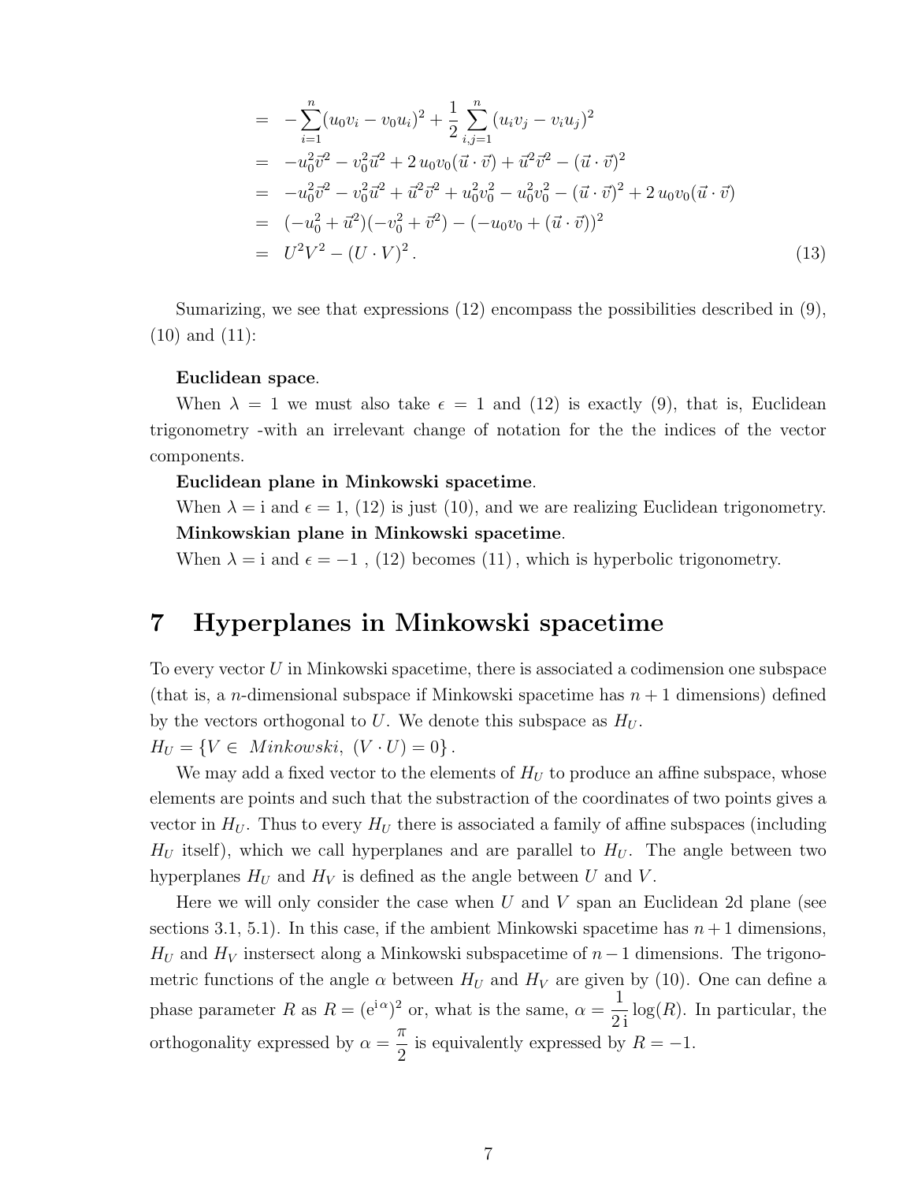$$
\begin{aligned}
&= -\sum_{i=1}^{n}(u_0 v_i - v_0 u_i)^2 + \frac{1}{2}\sum_{i,j=1}^{n}(u_i v_j - v_i u_j)^2 \\
&= -u_0^2 \vec{v}^2 - v_0^2 \vec{u}^2 + 2\, u_0 v_0 (\vec{u}\cdot\vec{v}) + \vec{u}^2\vec{v}^2 - (\vec{u}\cdot\vec{v})^2 \\
&= -u_0^2 \vec{v}^2 - v_0^2 \vec{u}^2 + \vec{u}^2\vec{v}^2 + u_0^2 v_0^2 - u_0^2 v_0^2 - (\vec{u}\cdot\vec{v})^2 + 2\, u_0 v_0 (\vec{u}\cdot\vec{v}) \\
&= (-u_0^2 + \vec{u}^2)(-v_0^2 + \vec{v}^2) - (-u_0 v_0 + (\vec{u}\cdot\vec{v}))^2 \\
&= U^2 V^2 - (U \cdot V)^2 \,. \qquad (13)
\end{aligned}
$$

Sumarizing, we see that expressions (12) encompass the possibilities described in (9), (10) and (11):

**Euclidean space**.

When $\lambda = 1$ we must also take $\epsilon = 1$ and (12) is exactly (9), that is, Euclidean trigonometry -with an irrelevant change of notation for the the indices of the vector components.

**Euclidean plane in Minkowski spacetime**.

When $\lambda = \mathrm{i}$ and $\epsilon = 1$, (12) is just (10), and we are realizing Euclidean trigonometry.

**Minkowskian plane in Minkowski spacetime**.

When $\lambda = \mathrm{i}$ and $\epsilon = -1$ , (12) becomes (11) , which is hyperbolic trigonometry.

# 7 Hyperplanes in Minkowski spacetime

To every vector $U$ in Minkowski spacetime, there is associated a codimension one subspace (that is, a $n$-dimensional subspace if Minkowski spacetime has $n+1$ dimensions) defined by the vectors orthogonal to $U$. We denote this subspace as $H_U$.
$H_U = \{V \in \ Minkowski,\ (V \cdot U) = 0\}$.

We may add a fixed vector to the elements of $H_U$ to produce an affine subspace, whose elements are points and such that the substraction of the coordinates of two points gives a vector in $H_U$. Thus to every $H_U$ there is associated a family of affine subspaces (including $H_U$ itself), which we call hyperplanes and are parallel to $H_U$. The angle between two hyperplanes $H_U$ and $H_V$ is defined as the angle between $U$ and $V$.

Here we will only consider the case when $U$ and $V$ span an Euclidean 2d plane (see sections 3.1, 5.1). In this case, if the ambient Minkowski spacetime has $n+1$ dimensions, $H_U$ and $H_V$ instersect along a Minkowski subspacetime of $n-1$ dimensions. The trigonometric functions of the angle $\alpha$ between $H_U$ and $H_V$ are given by (10). One can define a phase parameter $R$ as $R = (\mathrm{e}^{\mathrm{i}\,\alpha})^2$ or, what is the same, $\alpha = \dfrac{1}{2\,\mathrm{i}}\log(R)$. In particular, the orthogonality expressed by $\alpha = \dfrac{\pi}{2}$ is equivalently expressed by $R = -1$.